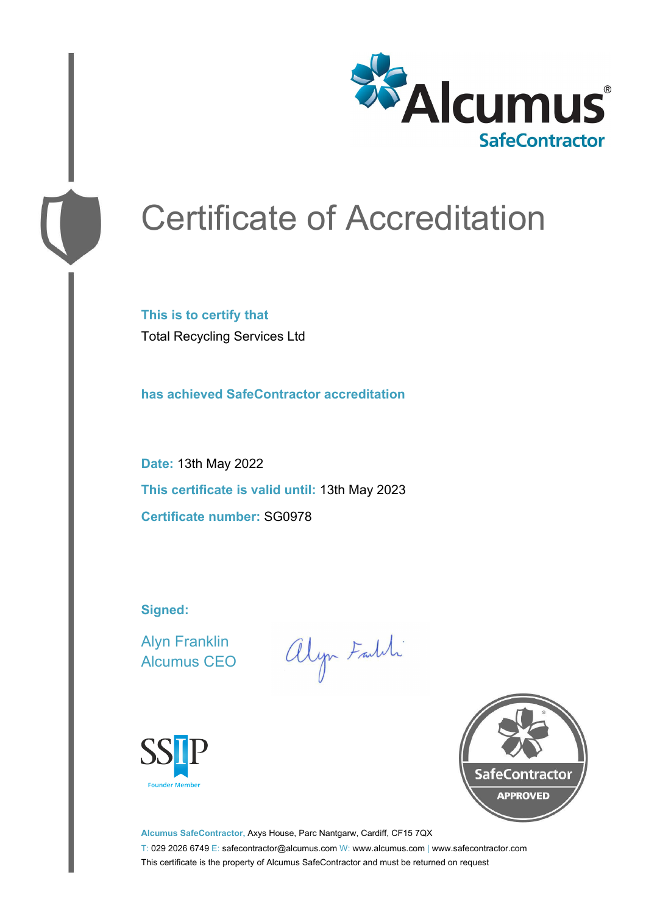Alcumus®
SafeContractor

# Certificate of Accreditation

**This is to certify that**

Total Recycling Services Ltd

**has achieved SafeContractor accreditation**

**Date:** 13th May 2022

**This certificate is valid until:** 13th May 2023

**Certificate number:** SG0978

**Signed:**

Alyn Franklin
Alcumus CEO

SSIP
Founder Member

SafeContractor
APPROVED

**Alcumus SafeContractor,** Axys House, Parc Nantgarw, Cardiff, CF15 7QX

T: 029 2026 6749 E: safecontractor@alcumus.com W: www.alcumus.com | www.safecontractor.com

This certificate is the property of Alcumus SafeContractor and must be returned on request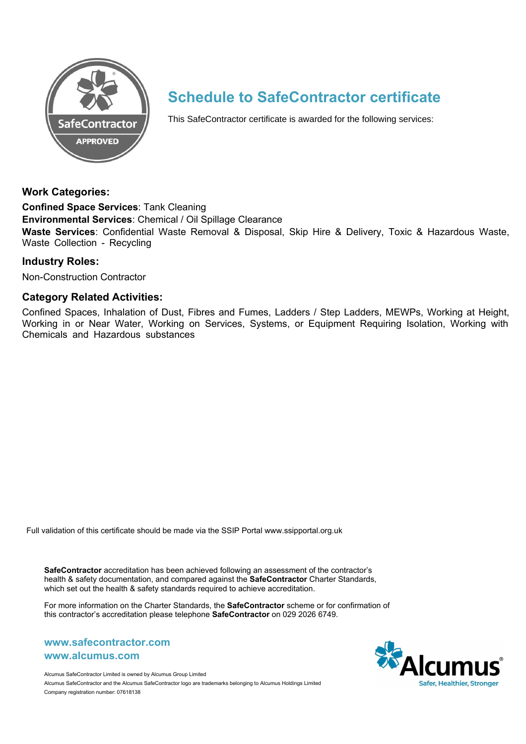# Schedule to SafeContractor certificate

This SafeContractor certificate is awarded for the following services:

### Work Categories:

**Confined Space Services**: Tank Cleaning
**Environmental Services**: Chemical / Oil Spillage Clearance
**Waste Services**: Confidential Waste Removal & Disposal, Skip Hire & Delivery, Toxic & Hazardous Waste, Waste Collection - Recycling

### Industry Roles:

Non-Construction Contractor

### Category Related Activities:

Confined Spaces, Inhalation of Dust, Fibres and Fumes, Ladders / Step Ladders, MEWPs, Working at Height, Working in or Near Water, Working on Services, Systems, or Equipment Requiring Isolation, Working with Chemicals and Hazardous substances

Full validation of this certificate should be made via the SSIP Portal www.ssipportal.org.uk

**SafeContractor** accreditation has been achieved following an assessment of the contractor's health & safety documentation, and compared against the **SafeContractor** Charter Standards, which set out the health & safety standards required to achieve accreditation.

For more information on the Charter Standards, the **SafeContractor** scheme or for confirmation of this contractor's accreditation please telephone **SafeContractor** on 029 2026 6749.

**www.safecontractor.com**
**www.alcumus.com**

Alcumus SafeContractor Limited is owned by Alcumus Group Limited
Alcumus SafeContractor and the Alcumus SafeContractor logo are trademarks belonging to Alcumus Holdings Limited
Company registration number: 07618138